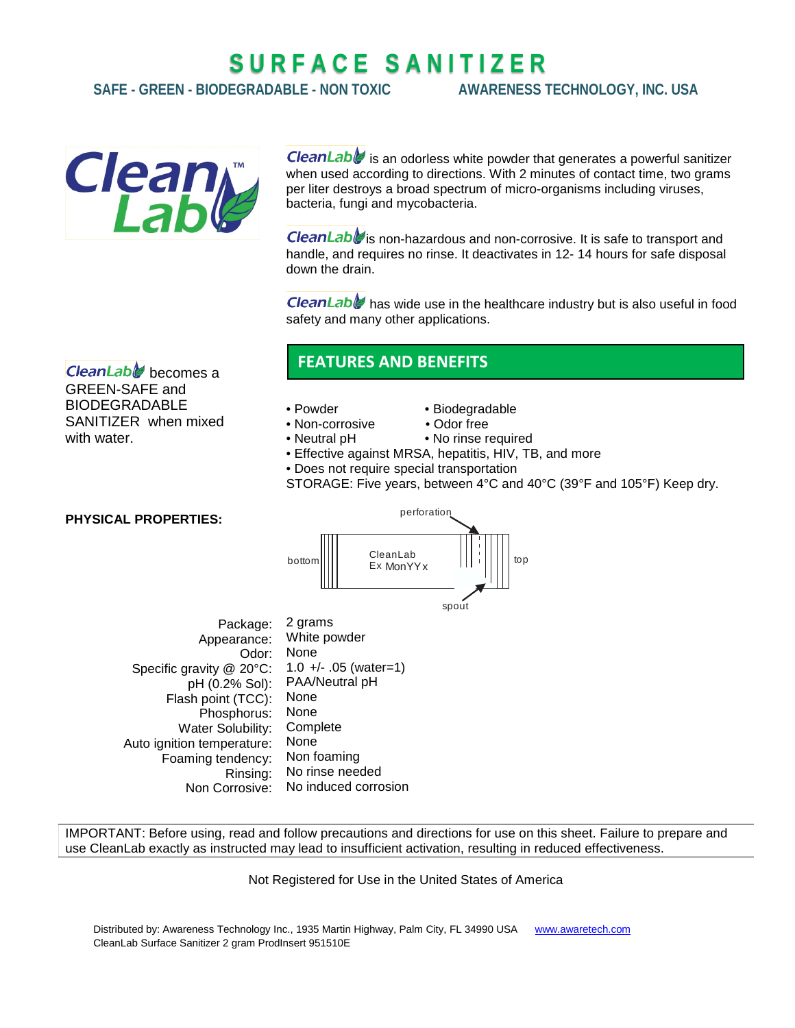# SURFACE SANITIZER

**SAFE - GREEN - BIODEGRADABLE - NON TOXIC** **AWARENESS TECHNOLOGY, INC. USA**

CleanLab™

CleanLab is an odorless white powder that generates a powerful sanitizer when used according to directions. With 2 minutes of contact time, two grams per liter destroys a broad spectrum of micro-organisms including viruses, bacteria, fungi and mycobacteria.

CleanLab is non-hazardous and non-corrosive. It is safe to transport and handle, and requires no rinse. It deactivates in 12- 14 hours for safe disposal down the drain.

CleanLab has wide use in the healthcare industry but is also useful in food safety and many other applications.

CleanLab becomes a GREEN-SAFE and BIODEGRADABLE SANITIZER when mixed with water.

## FEATURES AND BENEFITS

- Powder
- Non-corrosive
- Neutral pH
- Biodegradable
- Odor free
- No rinse required
- Effective against MRSA, hepatitis, HIV, TB, and more
- Does not require special transportation

STORAGE: Five years, between 4°C and 40°C (39°F and 105°F) Keep dry.

**PHYSICAL PROPERTIES:**

perforation

bottom | CleanLab Ex MonYYx | top

spout

| Property | Value |
|---|---|
| Package: | 2 grams |
| Appearance: | White powder |
| Odor: | None |
| Specific gravity @ 20°C: | 1.0 +/- .05 (water=1) |
| pH (0.2% Sol): | PAA/Neutral pH |
| Flash point (TCC): | None |
| Phosphorus: | None |
| Water Solubility: | Complete |
| Auto ignition temperature: | None |
| Foaming tendency: | Non foaming |
| Rinsing: | No rinse needed |
| Non Corrosive: | No induced corrosion |

IMPORTANT: Before using, read and follow precautions and directions for use on this sheet. Failure to prepare and use CleanLab exactly as instructed may lead to insufficient activation, resulting in reduced effectiveness.

Not Registered for Use in the United States of America

Distributed by: Awareness Technology Inc., 1935 Martin Highway, Palm City, FL 34990 USA www.awaretech.com
CleanLab Surface Sanitizer 2 gram ProdInsert 951510E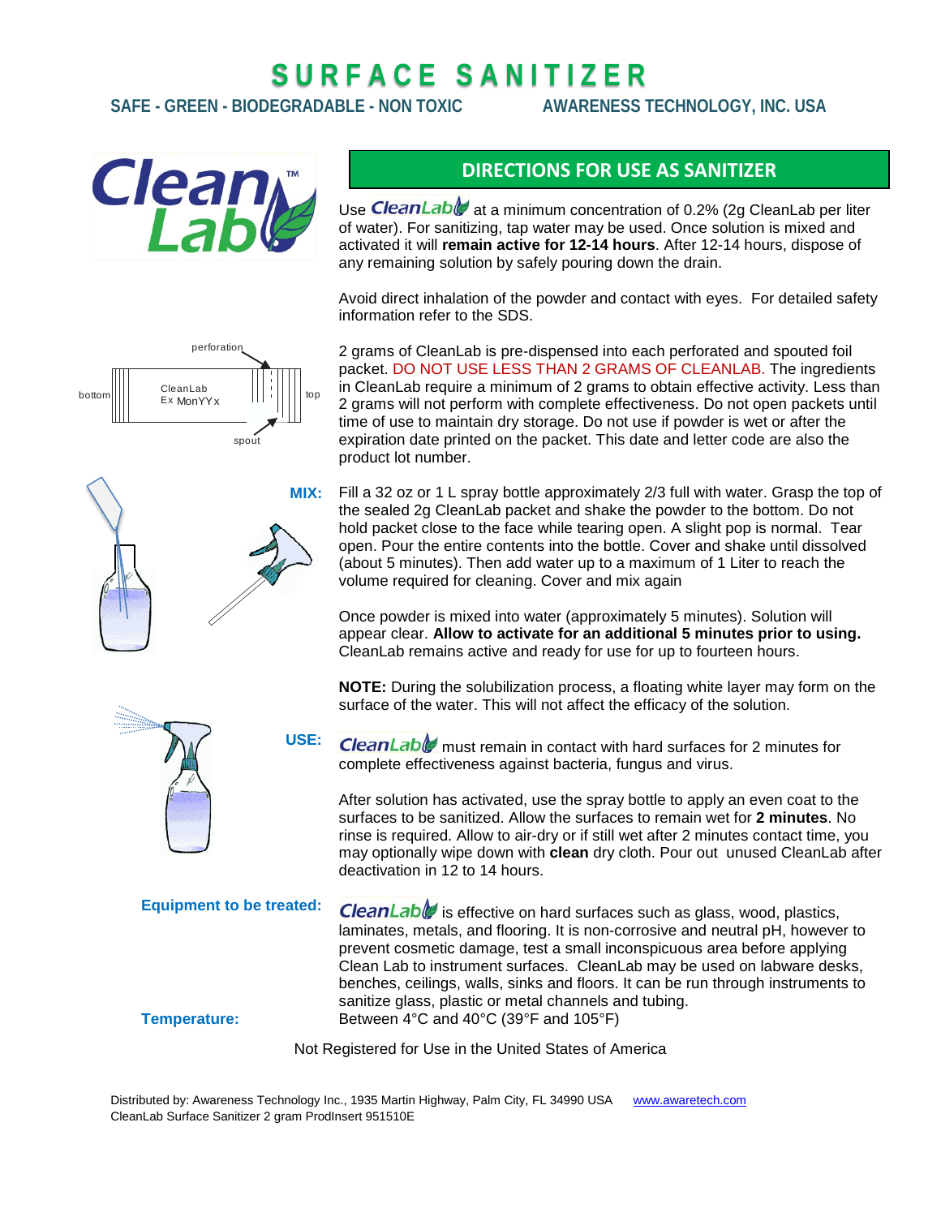# SURFACE SANITIZER

**SAFE - GREEN - BIODEGRADABLE - NON TOXIC** **AWARENESS TECHNOLOGY, INC. USA**

CleanLab™

## DIRECTIONS FOR USE AS SANITIZER

Use CleanLab at a minimum concentration of 0.2% (2g CleanLab per liter of water). For sanitizing, tap water may be used. Once solution is mixed and activated it will **remain active for 12-14 hours**. After 12-14 hours, dispose of any remaining solution by safely pouring down the drain.

Avoid direct inhalation of the powder and contact with eyes. For detailed safety information refer to the SDS.

perforation

bottom

CleanLab
Ex MonYYx

top

spout

2 grams of CleanLab is pre-dispensed into each perforated and spouted foil packet. DO NOT USE LESS THAN 2 GRAMS OF CLEANLAB. The ingredients in CleanLab require a minimum of 2 grams to obtain effective activity. Less than 2 grams will not perform with complete effectiveness. Do not open packets until time of use to maintain dry storage. Do not use if powder is wet or after the expiration date printed on the packet. This date and letter code are also the product lot number.

**MIX:** Fill a 32 oz or 1 L spray bottle approximately 2/3 full with water. Grasp the top of the sealed 2g CleanLab packet and shake the powder to the bottom. Do not hold packet close to the face while tearing open. A slight pop is normal. Tear open. Pour the entire contents into the bottle. Cover and shake until dissolved (about 5 minutes). Then add water up to a maximum of 1 Liter to reach the volume required for cleaning. Cover and mix again

Once powder is mixed into water (approximately 5 minutes). Solution will appear clear. **Allow to activate for an additional 5 minutes prior to using.** CleanLab remains active and ready for use for up to fourteen hours.

**NOTE:** During the solubilization process, a floating white layer may form on the surface of the water. This will not affect the efficacy of the solution.

**USE:** CleanLab must remain in contact with hard surfaces for 2 minutes for complete effectiveness against bacteria, fungus and virus.

After solution has activated, use the spray bottle to apply an even coat to the surfaces to be sanitized. Allow the surfaces to remain wet for **2 minutes**. No rinse is required. Allow to air-dry or if still wet after 2 minutes contact time, you may optionally wipe down with **clean** dry cloth. Pour out unused CleanLab after deactivation in 12 to 14 hours.

**Equipment to be treated:** CleanLab is effective on hard surfaces such as glass, wood, plastics, laminates, metals, and flooring. It is non-corrosive and neutral pH, however to prevent cosmetic damage, test a small inconspicuous area before applying Clean Lab to instrument surfaces. CleanLab may be used on labware desks, benches, ceilings, walls, sinks and floors. It can be run through instruments to sanitize glass, plastic or metal channels and tubing.

**Temperature:** Between 4°C and 40°C (39°F and 105°F)

Not Registered for Use in the United States of America

Distributed by: Awareness Technology Inc., 1935 Martin Highway, Palm City, FL 34990 USA www.awaretech.com
CleanLab Surface Sanitizer 2 gram ProdInsert 951510E